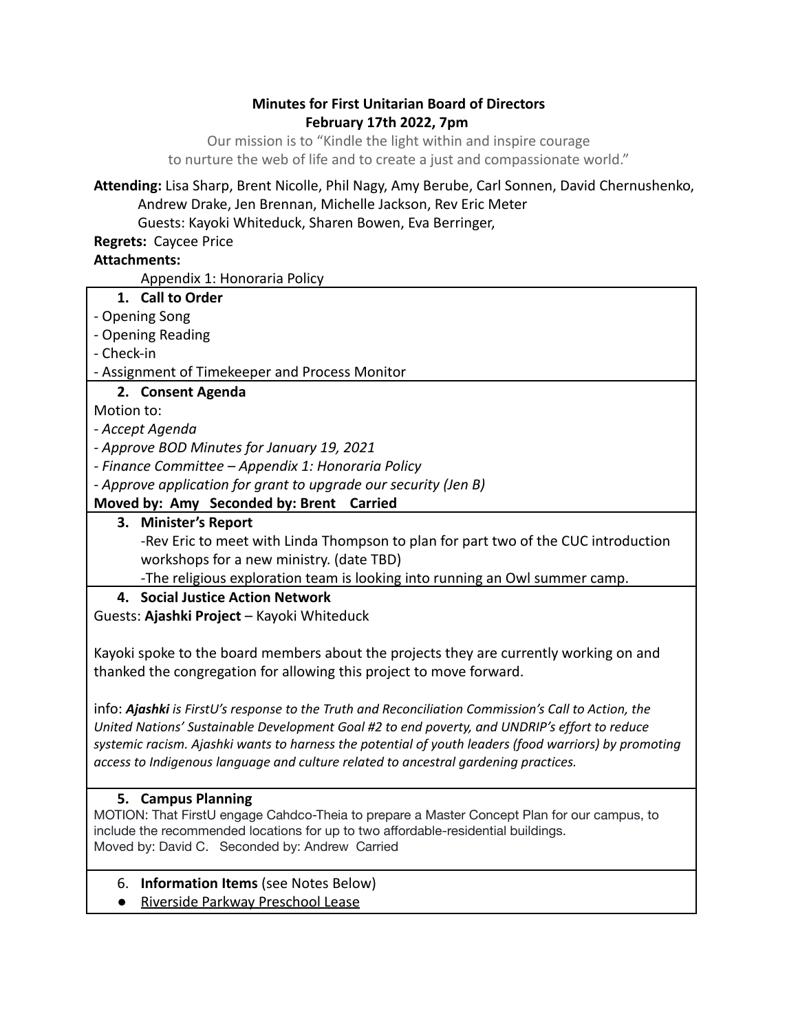# Minutes for First Unitarian Board of Directors
## February 17th 2022, 7pm

Our mission is to "Kindle the light within and inspire courage to nurture the web of life and to create a just and compassionate world."

**Attending:** Lisa Sharp, Brent Nicolle, Phil Nagy, Amy Berube, Carl Sonnen, David Chernushenko, Andrew Drake, Jen Brennan, Michelle Jackson, Rev Eric Meter
Guests: Kayoki Whiteduck, Sharen Bowen, Eva Berringer,

**Regrets:** Caycee Price

**Attachments:**
Appendix 1: Honoraria Policy

### 1. Call to Order

- Opening Song
- Opening Reading
- Check-in
- Assignment of Timekeeper and Process Monitor

### 2. Consent Agenda

Motion to:

- *Accept Agenda*
- *Approve BOD Minutes for January 19, 2021*
- *Finance Committee – Appendix 1: Honoraria Policy*
- *Approve application for grant to upgrade our security (Jen B)*

**Moved by: Amy Seconded by: Brent Carried**

### 3. Minister's Report

- Rev Eric to meet with Linda Thompson to plan for part two of the CUC introduction workshops for a new ministry. (date TBD)
- The religious exploration team is looking into running an Owl summer camp.

### 4. Social Justice Action Network

Guests: **Ajashki Project** – Kayoki Whiteduck

Kayoki spoke to the board members about the projects they are currently working on and thanked the congregation for allowing this project to move forward.

info: ***Ajashki*** *is FirstU's response to the Truth and Reconciliation Commission's Call to Action, the United Nations' Sustainable Development Goal #2 to end poverty, and UNDRIP's effort to reduce systemic racism. Ajashki wants to harness the potential of youth leaders (food warriors) by promoting access to Indigenous language and culture related to ancestral gardening practices.*

### 5. Campus Planning

MOTION: That FirstU engage Cahdco-Theia to prepare a Master Concept Plan for our campus, to include the recommended locations for up to two affordable-residential buildings.
Moved by: David C. Seconded by: Andrew Carried

### 6. Information Items (see Notes Below)

- Riverside Parkway Preschool Lease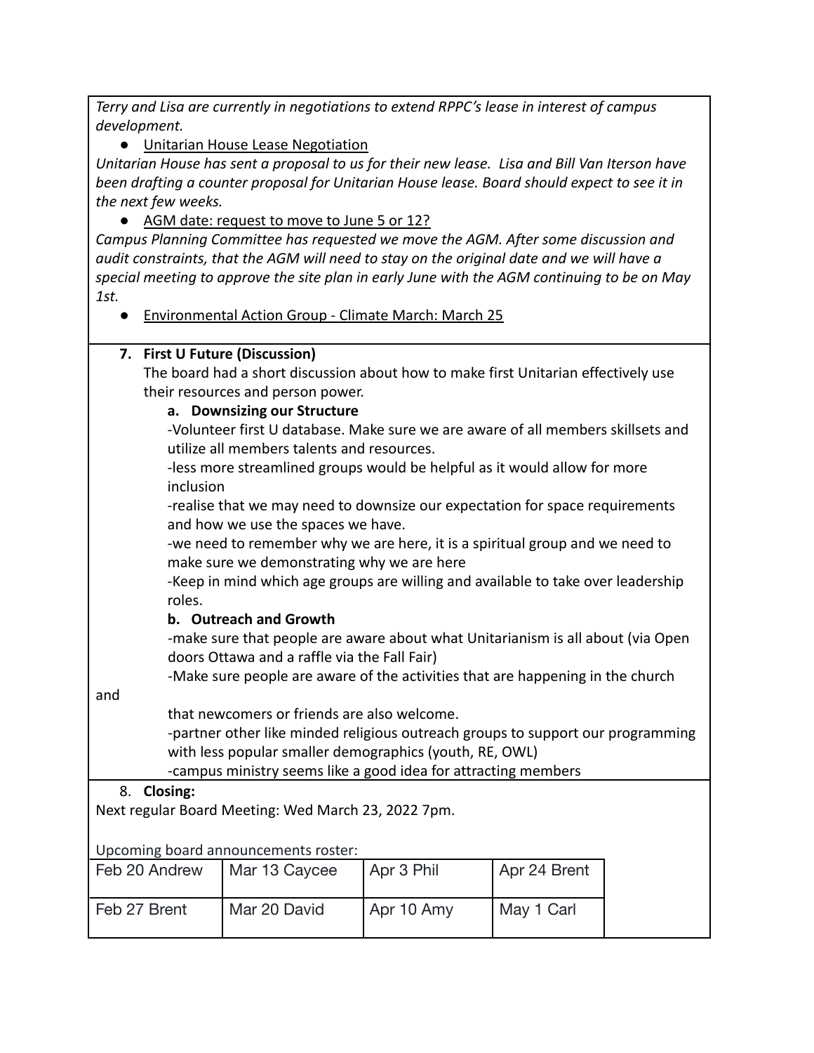*Terry and Lisa are currently in negotiations to extend RPPC's lease in interest of campus development.*

- Unitarian House Lease Negotiation

*Unitarian House has sent a proposal to us for their new lease. Lisa and Bill Van Iterson have been drafting a counter proposal for Unitarian House lease. Board should expect to see it in the next few weeks.*

- AGM date: request to move to June 5 or 12?

*Campus Planning Committee has requested we move the AGM. After some discussion and audit constraints, that the AGM will need to stay on the original date and we will have a special meeting to approve the site plan in early June with the AGM continuing to be on May 1st.*

- Environmental Action Group - Climate March: March 25

**7. First U Future (Discussion)**

The board had a short discussion about how to make first Unitarian effectively use their resources and person power.

**a. Downsizing our Structure**

-Volunteer first U database. Make sure we are aware of all members skillsets and utilize all members talents and resources.

-less more streamlined groups would be helpful as it would allow for more inclusion

-realise that we may need to downsize our expectation for space requirements and how we use the spaces we have.

-we need to remember why we are here, it is a spiritual group and we need to make sure we demonstrating why we are here

-Keep in mind which age groups are willing and available to take over leadership roles.

**b. Outreach and Growth**

-make sure that people are aware about what Unitarianism is all about (via Open doors Ottawa and a raffle via the Fall Fair)

-Make sure people are aware of the activities that are happening in the church and that newcomers or friends are also welcome.

-partner other like minded religious outreach groups to support our programming with less popular smaller demographics (youth, RE, OWL)

-campus ministry seems like a good idea for attracting members

8. **Closing:**

Next regular Board Meeting: Wed March 23, 2022 7pm.

Upcoming board announcements roster:

| Feb 20 Andrew | Mar 13 Caycee | Apr 3 Phil | Apr 24 Brent | |
|---|---|---|---|---|
| Feb 27 Brent | Mar 20 David | Apr 10 Amy | May 1 Carl | |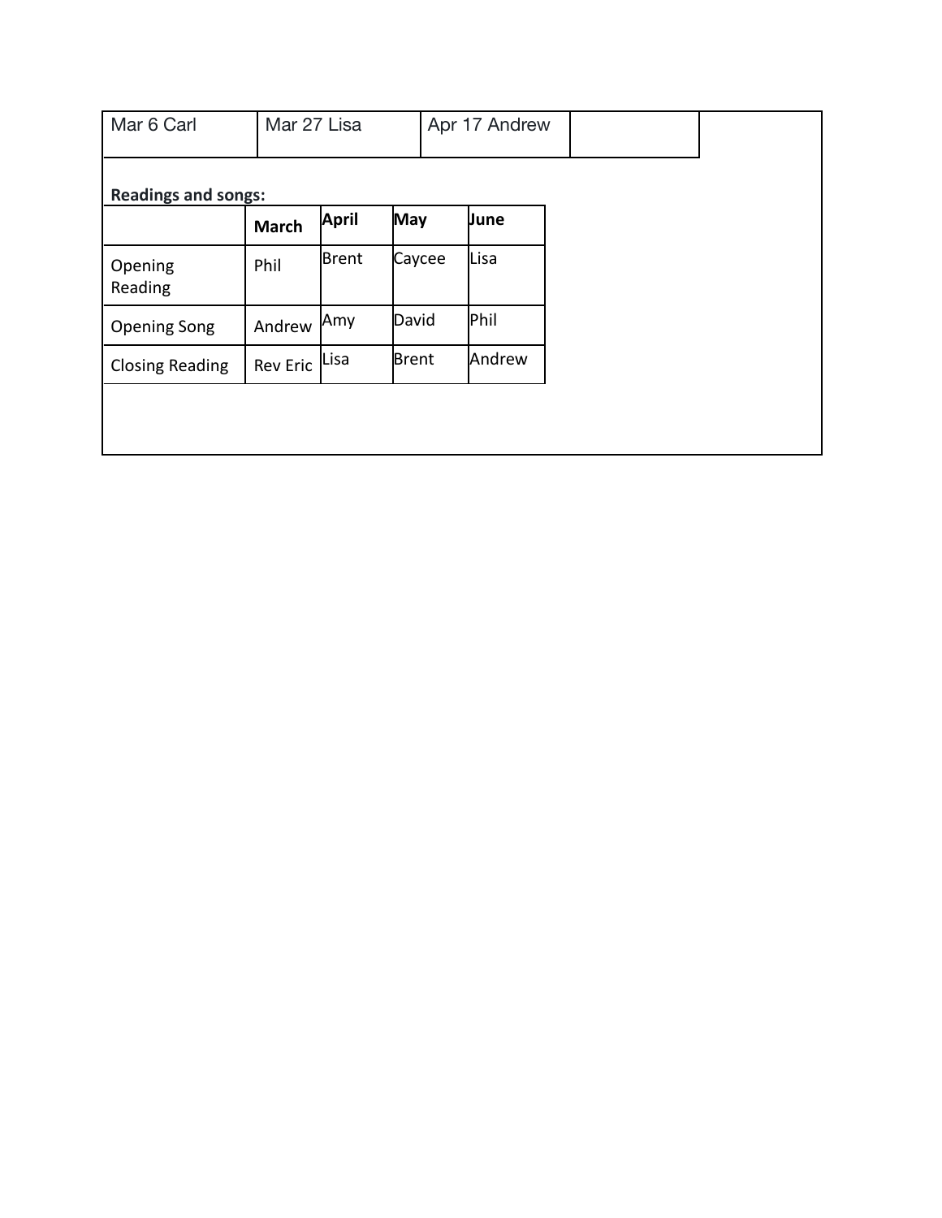| Mar 6 Carl | Mar 27 Lisa | Apr 17 Andrew | |
|---|---|---|---|

**Readings and songs:**

| | **March** | **April** | **May** | **June** |
|---|---|---|---|---|
| Opening Reading | Phil | Brent | Caycee | Lisa |
| Opening Song | Andrew | Amy | David | Phil |
| Closing Reading | Rev Eric | Lisa | Brent | Andrew |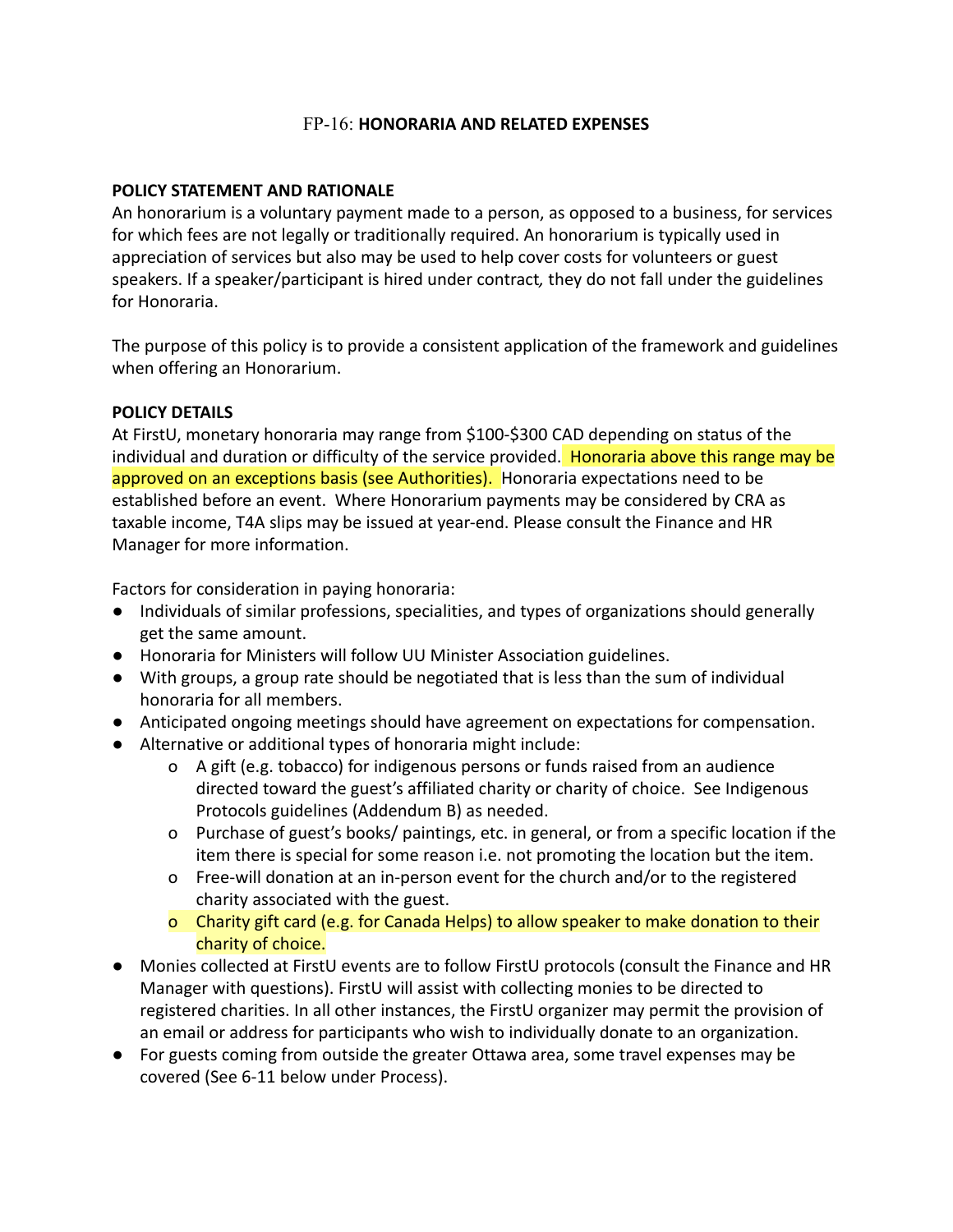FP-16: **HONORARIA AND RELATED EXPENSES**

**POLICY STATEMENT AND RATIONALE**

An honorarium is a voluntary payment made to a person, as opposed to a business, for services for which fees are not legally or traditionally required. An honorarium is typically used in appreciation of services but also may be used to help cover costs for volunteers or guest speakers. If a speaker/participant is hired under contract, they do not fall under the guidelines for Honoraria.

The purpose of this policy is to provide a consistent application of the framework and guidelines when offering an Honorarium.

**POLICY DETAILS**

At FirstU, monetary honoraria may range from $100-$300 CAD depending on status of the individual and duration or difficulty of the service provided. Honoraria above this range may be approved on an exceptions basis (see Authorities). Honoraria expectations need to be established before an event. Where Honorarium payments may be considered by CRA as taxable income, T4A slips may be issued at year-end. Please consult the Finance and HR Manager for more information.

Factors for consideration in paying honoraria:

- Individuals of similar professions, specialities, and types of organizations should generally get the same amount.
- Honoraria for Ministers will follow UU Minister Association guidelines.
- With groups, a group rate should be negotiated that is less than the sum of individual honoraria for all members.
- Anticipated ongoing meetings should have agreement on expectations for compensation.
- Alternative or additional types of honoraria might include:
  - A gift (e.g. tobacco) for indigenous persons or funds raised from an audience directed toward the guest's affiliated charity or charity of choice. See Indigenous Protocols guidelines (Addendum B) as needed.
  - Purchase of guest's books/ paintings, etc. in general, or from a specific location if the item there is special for some reason i.e. not promoting the location but the item.
  - Free-will donation at an in-person event for the church and/or to the registered charity associated with the guest.
  - Charity gift card (e.g. for Canada Helps) to allow speaker to make donation to their charity of choice.
- Monies collected at FirstU events are to follow FirstU protocols (consult the Finance and HR Manager with questions). FirstU will assist with collecting monies to be directed to registered charities. In all other instances, the FirstU organizer may permit the provision of an email or address for participants who wish to individually donate to an organization.
- For guests coming from outside the greater Ottawa area, some travel expenses may be covered (See 6-11 below under Process).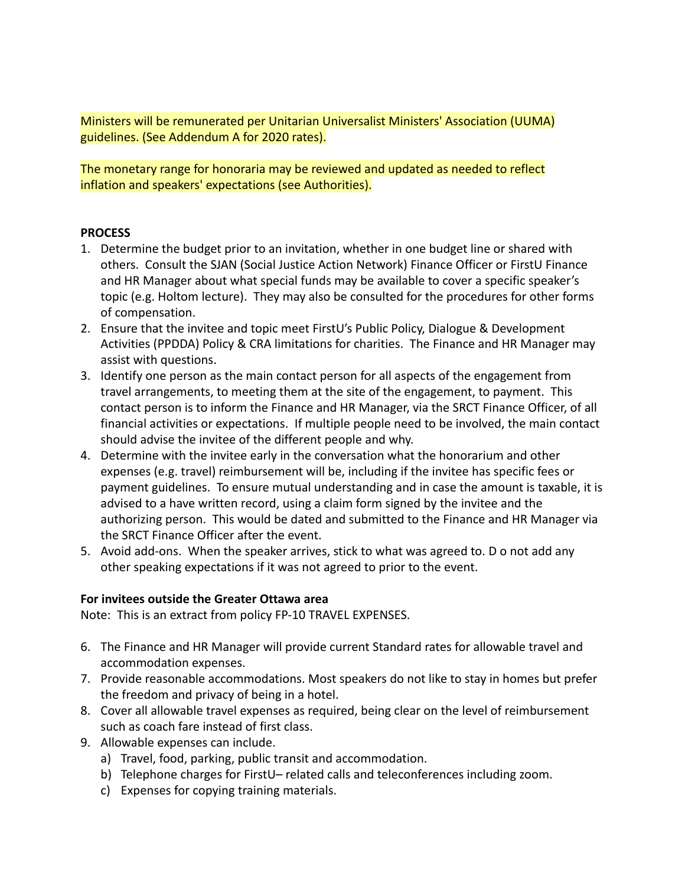Ministers will be remunerated per Unitarian Universalist Ministers' Association (UUMA) guidelines. (See Addendum A for 2020 rates).

The monetary range for honoraria may be reviewed and updated as needed to reflect inflation and speakers' expectations (see Authorities).

**PROCESS**

1. Determine the budget prior to an invitation, whether in one budget line or shared with others. Consult the SJAN (Social Justice Action Network) Finance Officer or FirstU Finance and HR Manager about what special funds may be available to cover a specific speaker's topic (e.g. Holtom lecture). They may also be consulted for the procedures for other forms of compensation.
2. Ensure that the invitee and topic meet FirstU's Public Policy, Dialogue & Development Activities (PPDDA) Policy & CRA limitations for charities. The Finance and HR Manager may assist with questions.
3. Identify one person as the main contact person for all aspects of the engagement from travel arrangements, to meeting them at the site of the engagement, to payment. This contact person is to inform the Finance and HR Manager, via the SRCT Finance Officer, of all financial activities or expectations. If multiple people need to be involved, the main contact should advise the invitee of the different people and why.
4. Determine with the invitee early in the conversation what the honorarium and other expenses (e.g. travel) reimbursement will be, including if the invitee has specific fees or payment guidelines. To ensure mutual understanding and in case the amount is taxable, it is advised to a have written record, using a claim form signed by the invitee and the authorizing person. This would be dated and submitted to the Finance and HR Manager via the SRCT Finance Officer after the event.
5. Avoid add-ons. When the speaker arrives, stick to what was agreed to. D o not add any other speaking expectations if it was not agreed to prior to the event.

**For invitees outside the Greater Ottawa area**

Note: This is an extract from policy FP-10 TRAVEL EXPENSES.

6. The Finance and HR Manager will provide current Standard rates for allowable travel and accommodation expenses.
7. Provide reasonable accommodations. Most speakers do not like to stay in homes but prefer the freedom and privacy of being in a hotel.
8. Cover all allowable travel expenses as required, being clear on the level of reimbursement such as coach fare instead of first class.
9. Allowable expenses can include.
   a) Travel, food, parking, public transit and accommodation.
   b) Telephone charges for FirstU– related calls and teleconferences including zoom.
   c) Expenses for copying training materials.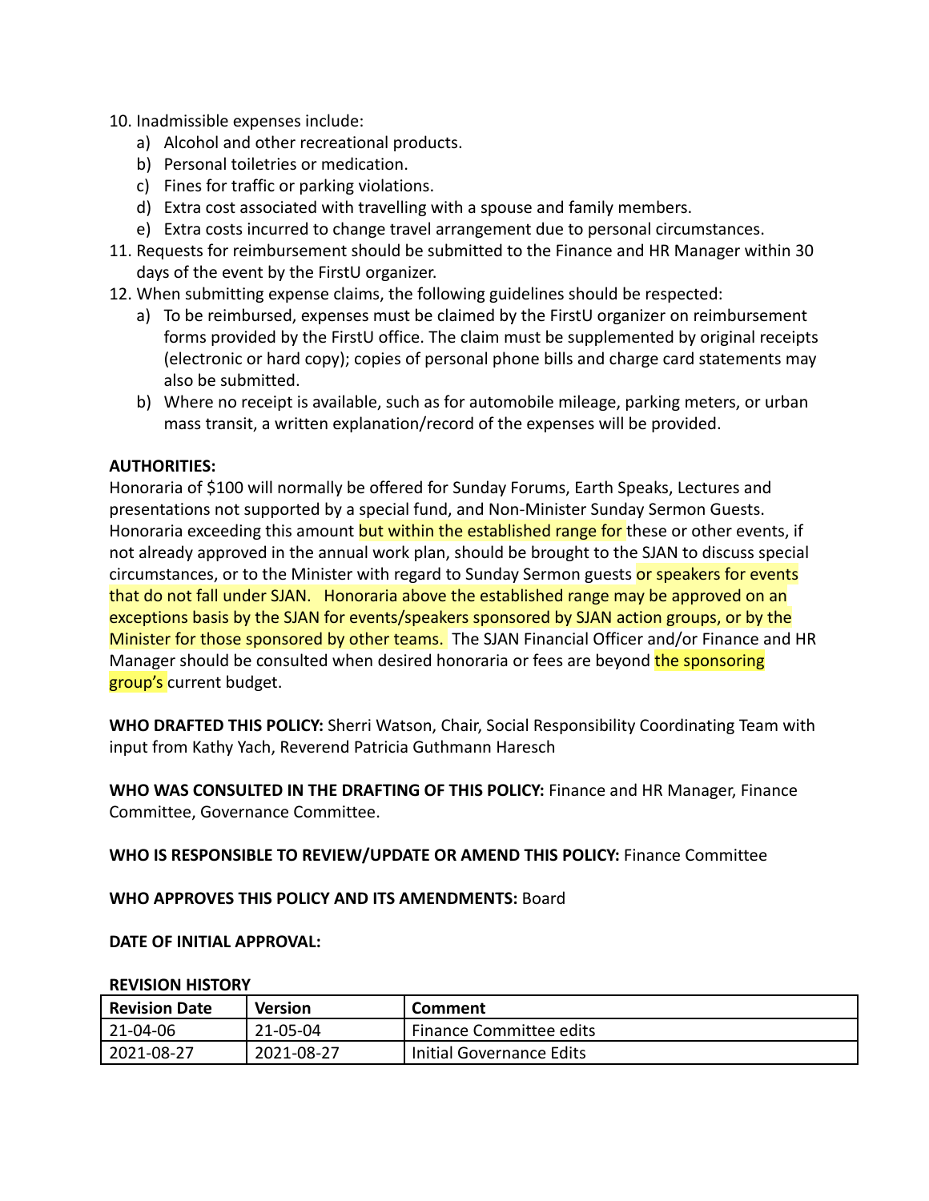10. Inadmissible expenses include:
    a) Alcohol and other recreational products.
    b) Personal toiletries or medication.
    c) Fines for traffic or parking violations.
    d) Extra cost associated with travelling with a spouse and family members.
    e) Extra costs incurred to change travel arrangement due to personal circumstances.
11. Requests for reimbursement should be submitted to the Finance and HR Manager within 30 days of the event by the FirstU organizer.
12. When submitting expense claims, the following guidelines should be respected:
    a) To be reimbursed, expenses must be claimed by the FirstU organizer on reimbursement forms provided by the FirstU office. The claim must be supplemented by original receipts (electronic or hard copy); copies of personal phone bills and charge card statements may also be submitted.
    b) Where no receipt is available, such as for automobile mileage, parking meters, or urban mass transit, a written explanation/record of the expenses will be provided.

**AUTHORITIES:**
Honoraria of $100 will normally be offered for Sunday Forums, Earth Speaks, Lectures and presentations not supported by a special fund, and Non-Minister Sunday Sermon Guests. Honoraria exceeding this amount but within the established range for these or other events, if not already approved in the annual work plan, should be brought to the SJAN to discuss special circumstances, or to the Minister with regard to Sunday Sermon guests or speakers for events that do not fall under SJAN. Honoraria above the established range may be approved on an exceptions basis by the SJAN for events/speakers sponsored by SJAN action groups, or by the Minister for those sponsored by other teams. The SJAN Financial Officer and/or Finance and HR Manager should be consulted when desired honoraria or fees are beyond the sponsoring group's current budget.

**WHO DRAFTED THIS POLICY:** Sherri Watson, Chair, Social Responsibility Coordinating Team with input from Kathy Yach, Reverend Patricia Guthmann Haresch

**WHO WAS CONSULTED IN THE DRAFTING OF THIS POLICY:** Finance and HR Manager, Finance Committee, Governance Committee.

**WHO IS RESPONSIBLE TO REVIEW/UPDATE OR AMEND THIS POLICY:** Finance Committee

**WHO APPROVES THIS POLICY AND ITS AMENDMENTS:** Board

**DATE OF INITIAL APPROVAL:**

**REVISION HISTORY**

| Revision Date | Version | Comment |
|---|---|---|
| 21-04-06 | 21-05-04 | Finance Committee edits |
| 2021-08-27 | 2021-08-27 | Initial Governance Edits |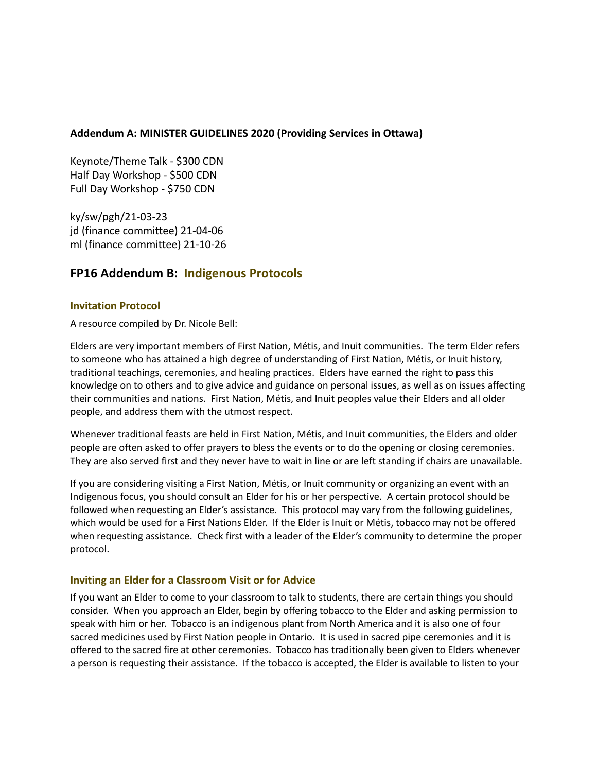**Addendum A: MINISTER GUIDELINES 2020 (Providing Services in Ottawa)**

Keynote/Theme Talk - $300 CDN
Half Day Workshop - $500 CDN
Full Day Workshop - $750 CDN

ky/sw/pgh/21-03-23
jd (finance committee) 21-04-06
ml (finance committee) 21-10-26

## FP16 Addendum B: Indigenous Protocols

### Invitation Protocol

A resource compiled by Dr. Nicole Bell:

Elders are very important members of First Nation, Métis, and Inuit communities. The term Elder refers to someone who has attained a high degree of understanding of First Nation, Métis, or Inuit history, traditional teachings, ceremonies, and healing practices. Elders have earned the right to pass this knowledge on to others and to give advice and guidance on personal issues, as well as on issues affecting their communities and nations. First Nation, Métis, and Inuit peoples value their Elders and all older people, and address them with the utmost respect.

Whenever traditional feasts are held in First Nation, Métis, and Inuit communities, the Elders and older people are often asked to offer prayers to bless the events or to do the opening or closing ceremonies. They are also served first and they never have to wait in line or are left standing if chairs are unavailable.

If you are considering visiting a First Nation, Métis, or Inuit community or organizing an event with an Indigenous focus, you should consult an Elder for his or her perspective. A certain protocol should be followed when requesting an Elder's assistance. This protocol may vary from the following guidelines, which would be used for a First Nations Elder. If the Elder is Inuit or Métis, tobacco may not be offered when requesting assistance. Check first with a leader of the Elder's community to determine the proper protocol.

### Inviting an Elder for a Classroom Visit or for Advice

If you want an Elder to come to your classroom to talk to students, there are certain things you should consider. When you approach an Elder, begin by offering tobacco to the Elder and asking permission to speak with him or her. Tobacco is an indigenous plant from North America and it is also one of four sacred medicines used by First Nation people in Ontario. It is used in sacred pipe ceremonies and it is offered to the sacred fire at other ceremonies. Tobacco has traditionally been given to Elders whenever a person is requesting their assistance. If the tobacco is accepted, the Elder is available to listen to your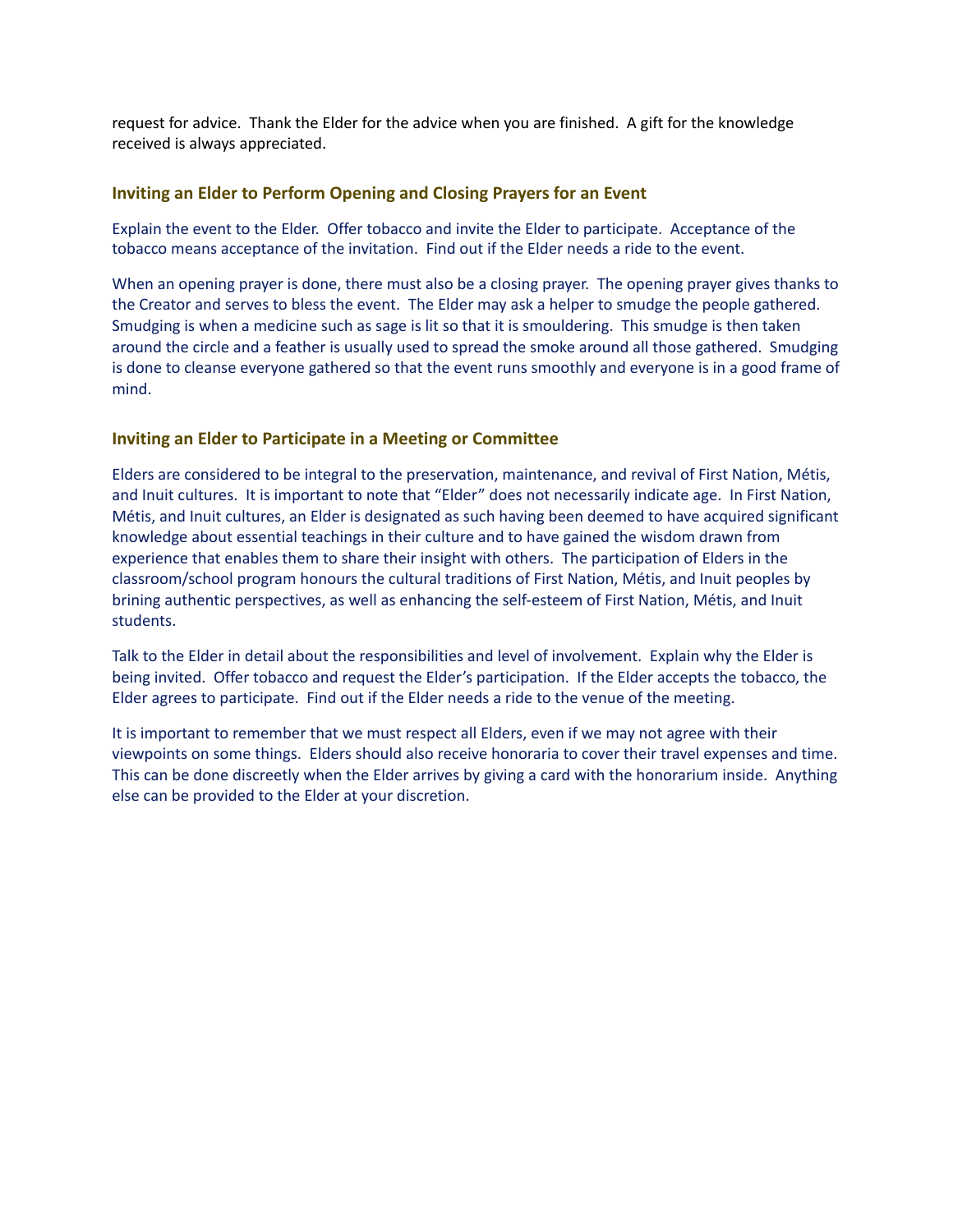request for advice. Thank the Elder for the advice when you are finished. A gift for the knowledge received is always appreciated.

### Inviting an Elder to Perform Opening and Closing Prayers for an Event

Explain the event to the Elder. Offer tobacco and invite the Elder to participate. Acceptance of the tobacco means acceptance of the invitation. Find out if the Elder needs a ride to the event.

When an opening prayer is done, there must also be a closing prayer. The opening prayer gives thanks to the Creator and serves to bless the event. The Elder may ask a helper to smudge the people gathered. Smudging is when a medicine such as sage is lit so that it is smouldering. This smudge is then taken around the circle and a feather is usually used to spread the smoke around all those gathered. Smudging is done to cleanse everyone gathered so that the event runs smoothly and everyone is in a good frame of mind.

### Inviting an Elder to Participate in a Meeting or Committee

Elders are considered to be integral to the preservation, maintenance, and revival of First Nation, Métis, and Inuit cultures. It is important to note that "Elder" does not necessarily indicate age. In First Nation, Métis, and Inuit cultures, an Elder is designated as such having been deemed to have acquired significant knowledge about essential teachings in their culture and to have gained the wisdom drawn from experience that enables them to share their insight with others. The participation of Elders in the classroom/school program honours the cultural traditions of First Nation, Métis, and Inuit peoples by brining authentic perspectives, as well as enhancing the self-esteem of First Nation, Métis, and Inuit students.

Talk to the Elder in detail about the responsibilities and level of involvement. Explain why the Elder is being invited. Offer tobacco and request the Elder's participation. If the Elder accepts the tobacco, the Elder agrees to participate. Find out if the Elder needs a ride to the venue of the meeting.

It is important to remember that we must respect all Elders, even if we may not agree with their viewpoints on some things. Elders should also receive honoraria to cover their travel expenses and time. This can be done discreetly when the Elder arrives by giving a card with the honorarium inside. Anything else can be provided to the Elder at your discretion.